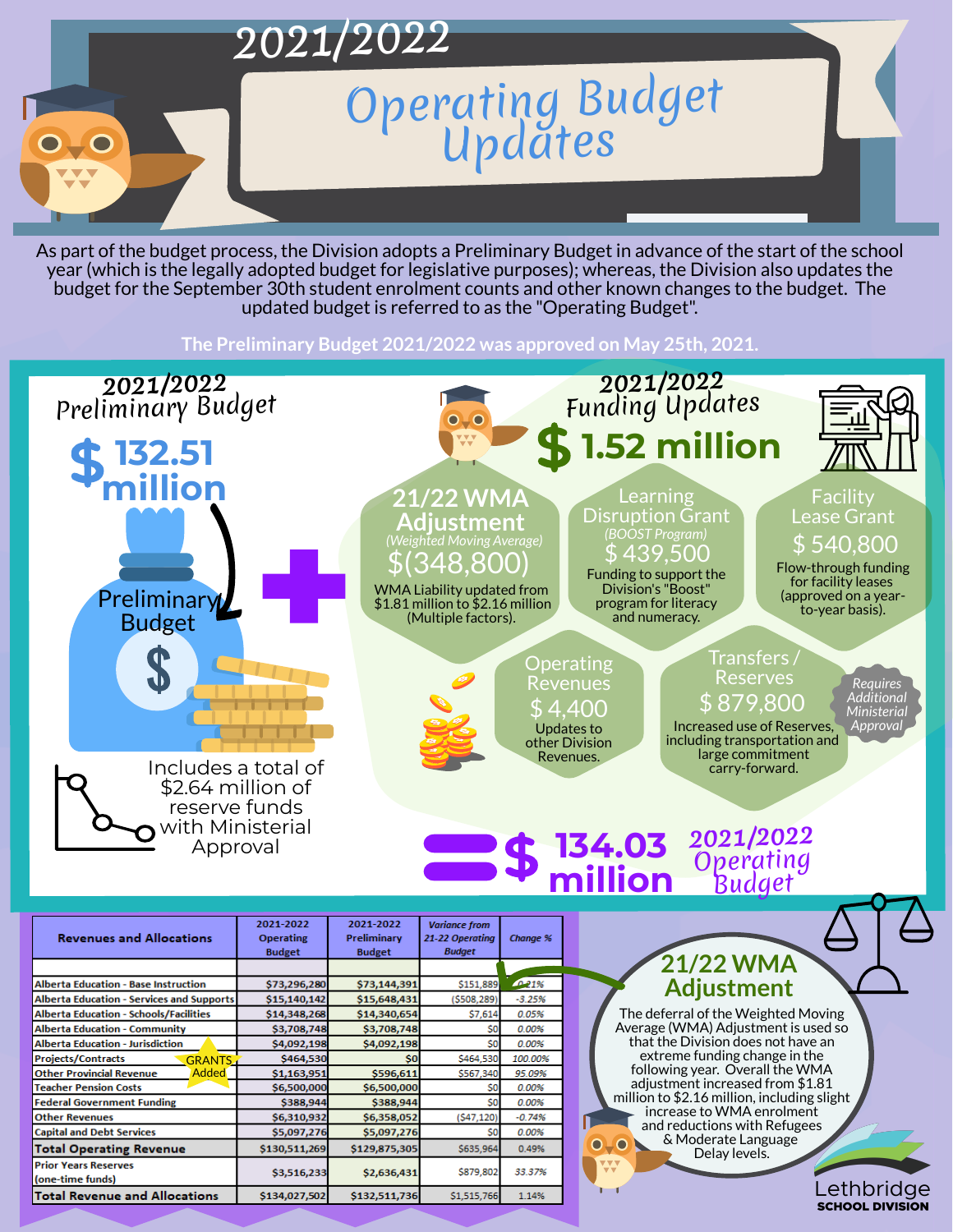# 2021/2022 Operating Budget Updates

As part of the budget process, the Division adopts a Preliminary Budget in advance of the start of the school year (which is the legally adopted budget for legislative purposes); whereas, the Division also updates the budget for the September 30th student enrolment counts and other known changes to the budget. The updated budget is referred to as the "Operating Budget".

**The Preliminary Budget 2021/2022 was approved on May 25th, 2021.**

## 2021/2022 Preliminary Budget

**$ 132.51 million**

Preliminary Budget

Includes a total of $2.64 million of reserve funds with Ministerial Approval

**+**

## 2021/2022 Funding Updates

**$ 1.52 million**

### 21/22 WMA Adjustment

*(Weighted Moving Average)*

**$(348,800)**

WMA Liability updated from $1.81 million to $2.16 million (Multiple factors).

### Learning Disruption Grant

*(BOOST Program)*

**$ 439,500**

Funding to support the Division's "Boost" program for literacy and numeracy.

### Facility Lease Grant

**$ 540,800**

Flow-through funding for facility leases (approved on a year-to-year basis).

### Operating Revenues

**$ 4,400**

Updates to other Division Revenues.

### Transfers / Reserves

**$ 879,800**

Increased use of Reserves, including transportation and large commitment carry-forward.

*Requires Additional Ministerial Approval*

**= $ 134.03 million** 2021/2022 Operating Budget

| Revenues and Allocations | 2021-2022 Operating Budget | 2021-2022 Preliminary Budget | *Variance from 21-22 Operating Budget* | *Change %* |
|---|---|---|---|---|
| | | | | |
| Alberta Education - Base Instruction | $73,296,280 | $73,144,391 | $151,889 | 0.21% |
| Alberta Education - Services and Supports | $15,140,142 | $15,648,431 | ($508,289) | -3.25% |
| Alberta Education - Schools/Facilities | $14,348,268 | $14,340,654 | $7,614 | 0.05% |
| Alberta Education - Community | $3,708,748 | $3,708,748 | $0 | 0.00% |
| Alberta Education - Jurisdiction | $4,092,198 | $4,092,198 | $0 | 0.00% |
| Projects/Contracts (GRANTS Added) | $464,530 | $0 | $464,530 | 100.00% |
| Other Provincial Revenue | $1,163,951 | $596,611 | $567,340 | 95.09% |
| Teacher Pension Costs | $6,500,000 | $6,500,000 | $0 | 0.00% |
| Federal Government Funding | $388,944 | $388,944 | $0 | 0.00% |
| Other Revenues | $6,310,932 | $6,358,052 | ($47,120) | -0.74% |
| Capital and Debt Services | $5,097,276 | $5,097,276 | $0 | 0.00% |
| **Total Operating Revenue** | $130,511,269 | $129,875,305 | $635,964 | 0.49% |
| Prior Years Reserves (one-time funds) | $3,516,233 | $2,636,431 | $879,802 | 33.37% |
| **Total Revenue and Allocations** | $134,027,502 | $132,511,736 | $1,515,766 | 1.14% |

## 21/22 WMA Adjustment

The deferral of the Weighted Moving Average (WMA) Adjustment is used so that the Division does not have an extreme funding change in the following year. Overall the WMA adjustment increased from $1.81 million to $2.16 million, including slight increase to WMA enrolment and reductions with Refugees & Moderate Language Delay levels.

Lethbridge School Division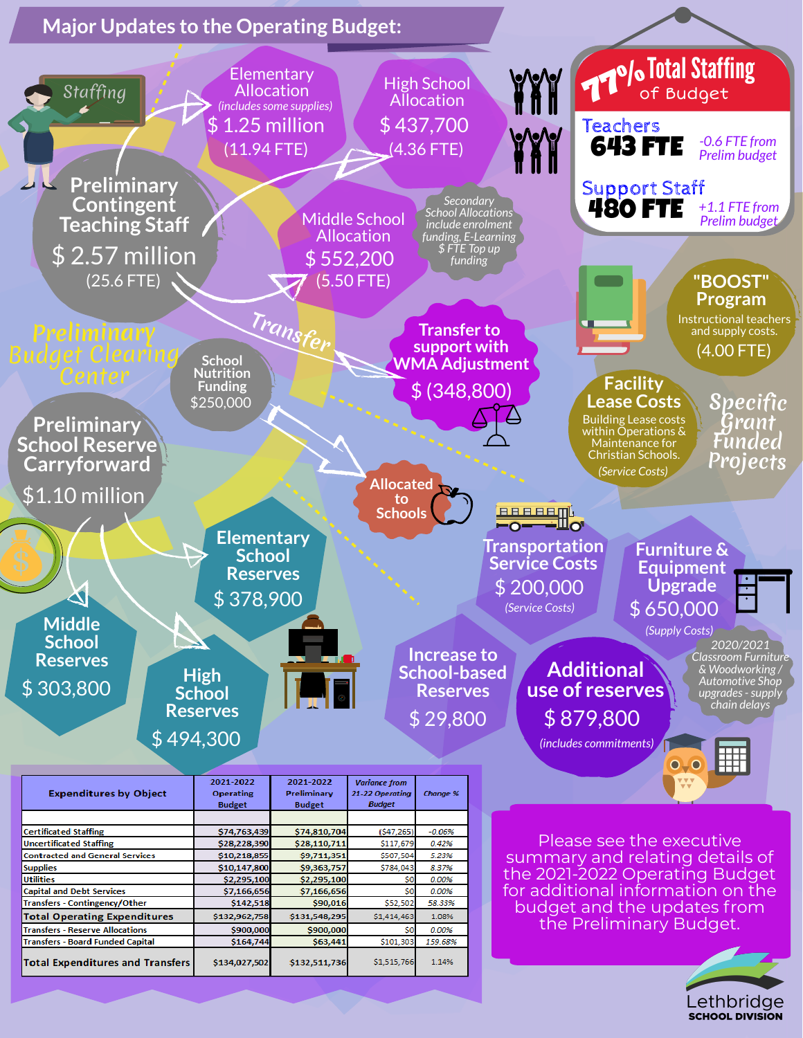# Major Updates to the Operating Budget:

Staffing

**Preliminary Contingent Teaching Staff**
$ 2.57 million
(25.6 FTE)

**Elementary Allocation**
*(includes some supplies)*
$ 1.25 million
(11.94 FTE)

**High School Allocation**
$ 437,700
(4.36 FTE)

**Middle School Allocation**
$ 552,200
(5.50 FTE)

*Secondary School Allocations include enrolment funding, E-Learning $ FTE Top up funding*

## 77% Total Staffing of Budget

**Teachers**
643 FTE
*-0.6 FTE from Prelim budget*

**Support Staff**
480 FTE
*+1.1 FTE from Prelim budget*

Transfer

**Transfer to support with WMA Adjustment**
$ (348,800)

*Preliminary Budget Clearing Center*

**School Nutrition Funding**
$250,000

**Allocated to Schools**

**"BOOST" Program**
Instructional teachers and supply costs.
(4.00 FTE)

**Facility Lease Costs**
Building Lease costs within Operations & Maintenance for Christian Schools.
*(Service Costs)*

*Specific Grant Funded Projects*

**Preliminary School Reserve Carryforward**
$1.10 million

**Elementary School Reserves**
$ 378,900

**Middle School Reserves**
$ 303,800

**High School Reserves**
$ 494,300

**Transportation Service Costs**
$ 200,000
*(Service Costs)*

**Furniture & Equipment Upgrade**
$ 650,000
*(Supply Costs)*

*2020/2021 Classroom Furniture & Woodworking / Automotive Shop upgrades - supply chain delays*

**Increase to School-based Reserves**
$ 29,800

**Additional use of reserves**
$ 879,800
*(includes commitments)*

| Expenditures by Object | 2021-2022 Operating Budget | 2021-2022 Preliminary Budget | *Variance from 21-22 Operating Budget* | *Change %* |
|---|---|---|---|---|
| Certificated Staffing | $74,763,439 | $74,810,704 | ($47,265) | -0.06% |
| Uncertificated Staffing | $28,228,390 | $28,110,711 | $117,679 | 0.42% |
| Contracted and General Services | $10,218,855 | $9,711,351 | $507,504 | 5.23% |
| Supplies | $10,147,800 | $9,363,757 | $784,043 | 8.37% |
| Utilities | $2,295,100 | $2,295,100 | $0 | 0.00% |
| Capital and Debt Services | $7,166,656 | $7,166,656 | $0 | 0.00% |
| Transfers - Contingency/Other | $142,518 | $90,016 | $52,502 | 58.33% |
| **Total Operating Expenditures** | $132,962,758 | $131,548,295 | $1,414,463 | 1.08% |
| Transfers - Reserve Allocations | $900,000 | $900,000 | $0 | 0.00% |
| Transfers - Board Funded Capital | $164,744 | $63,441 | $101,303 | 159.68% |
| **Total Expenditures and Transfers** | $134,027,502 | $132,511,736 | $1,515,766 | 1.14% |

Please see the executive summary and relating details of the 2021-2022 Operating Budget for additional information on the budget and the updates from the Preliminary Budget.

Lethbridge SCHOOL DIVISION